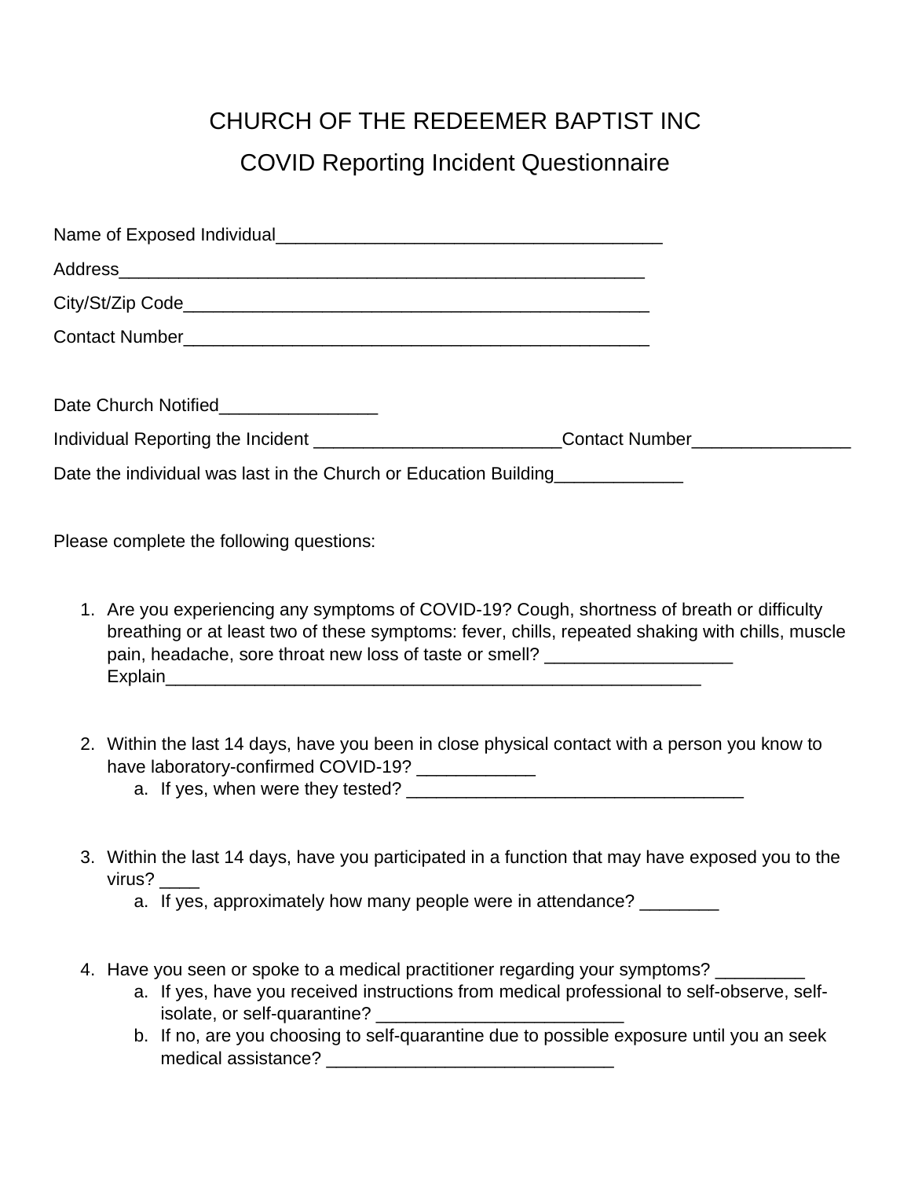# CHURCH OF THE REDEEMER BAPTIST INC

## COVID Reporting Incident Questionnaire

Name of Exposed Individual_______________________________________

Address_____________________________________________________

City/St/Zip Code________________________________________________

Contact Number_________________________________________________

Date Church Notified________________

Individual Reporting the Incident _________________________Contact Number________________

Date the individual was last in the Church or Education Building_____________

Please complete the following questions:

1. Are you experiencing any symptoms of COVID-19? Cough, shortness of breath or difficulty breathing or at least two of these symptoms: fever, chills, repeated shaking with chills, muscle pain, headache, sore throat new loss of taste or smell? ___________________ Explain_______________________________________________________

2. Within the last 14 days, have you been in close physical contact with a person you know to have laboratory-confirmed COVID-19? ____________
   a. If yes, when were they tested? __________________________________

3. Within the last 14 days, have you participated in a function that may have exposed you to the virus? ____
   a. If yes, approximately how many people were in attendance? ________

4. Have you seen or spoke to a medical practitioner regarding your symptoms? _________
   a. If yes, have you received instructions from medical professional to self-observe, self-isolate, or self-quarantine? _________________________
   b. If no, are you choosing to self-quarantine due to possible exposure until you an seek medical assistance? _____________________________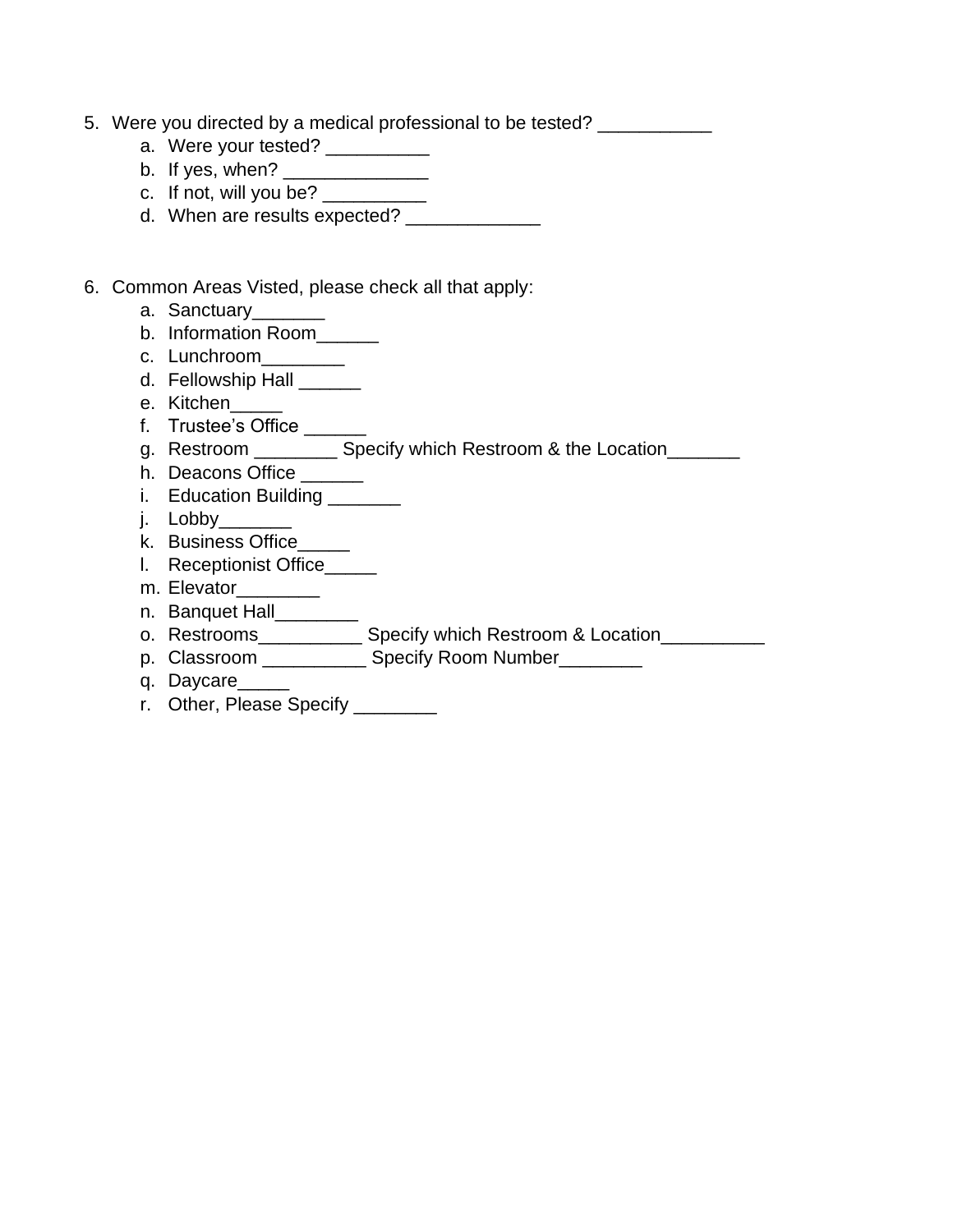5. Were you directed by a medical professional to be tested? ___________
    a. Were your tested? __________
    b. If yes, when? ______________
    c. If not, will you be? __________
    d. When are results expected? _____________

6. Common Areas Visted, please check all that apply:
    a. Sanctuary_______
    b. Information Room______
    c. Lunchroom________
    d. Fellowship Hall ______
    e. Kitchen_____
    f. Trustee's Office ______
    g. Restroom ________ Specify which Restroom & the Location_______
    h. Deacons Office ______
    i. Education Building _______
    j. Lobby_______
    k. Business Office_____
    l. Receptionist Office_____
    m. Elevator________
    n. Banquet Hall________
    o. Restrooms__________ Specify which Restroom & Location__________
    p. Classroom __________ Specify Room Number________
    q. Daycare_____
    r. Other, Please Specify ________